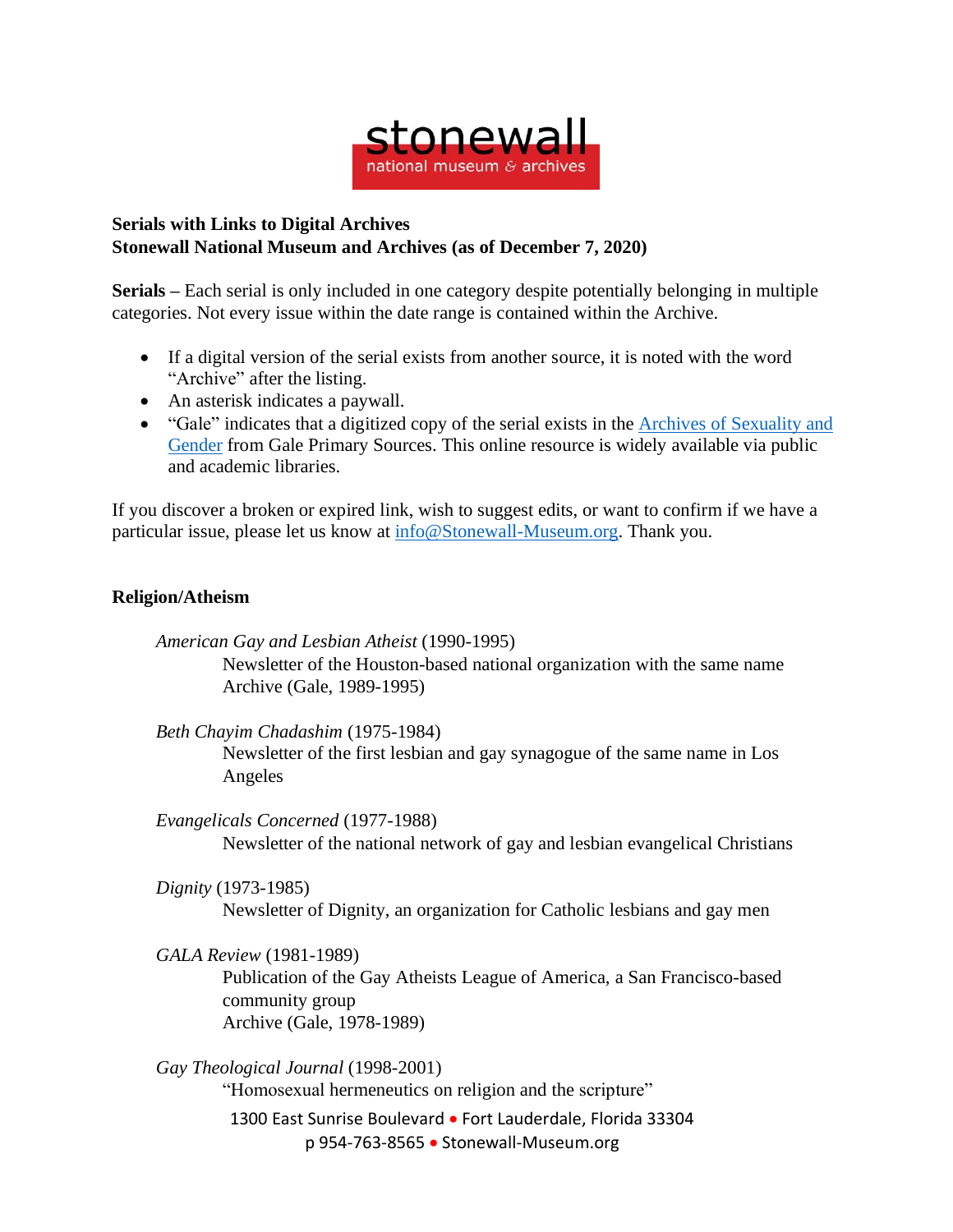stonewall
national museum & archives

**Serials with Links to Digital Archives**
**Stonewall National Museum and Archives (as of December 7, 2020)**

**Serials –** Each serial is only included in one category despite potentially belonging in multiple categories. Not every issue within the date range is contained within the Archive.

- If a digital version of the serial exists from another source, it is noted with the word "Archive" after the listing.
- An asterisk indicates a paywall.
- "Gale" indicates that a digitized copy of the serial exists in the Archives of Sexuality and Gender from Gale Primary Sources. This online resource is widely available via public and academic libraries.

If you discover a broken or expired link, wish to suggest edits, or want to confirm if we have a particular issue, please let us know at info@Stonewall-Museum.org. Thank you.

## Religion/Atheism

*American Gay and Lesbian Atheist* (1990-1995)
Newsletter of the Houston-based national organization with the same name
Archive (Gale, 1989-1995)

*Beth Chayim Chadashim* (1975-1984)
Newsletter of the first lesbian and gay synagogue of the same name in Los Angeles

*Evangelicals Concerned* (1977-1988)
Newsletter of the national network of gay and lesbian evangelical Christians

*Dignity* (1973-1985)
Newsletter of Dignity, an organization for Catholic lesbians and gay men

*GALA Review* (1981-1989)
Publication of the Gay Atheists League of America, a San Francisco-based community group
Archive (Gale, 1978-1989)

*Gay Theological Journal* (1998-2001)
"Homosexual hermeneutics on religion and the scripture"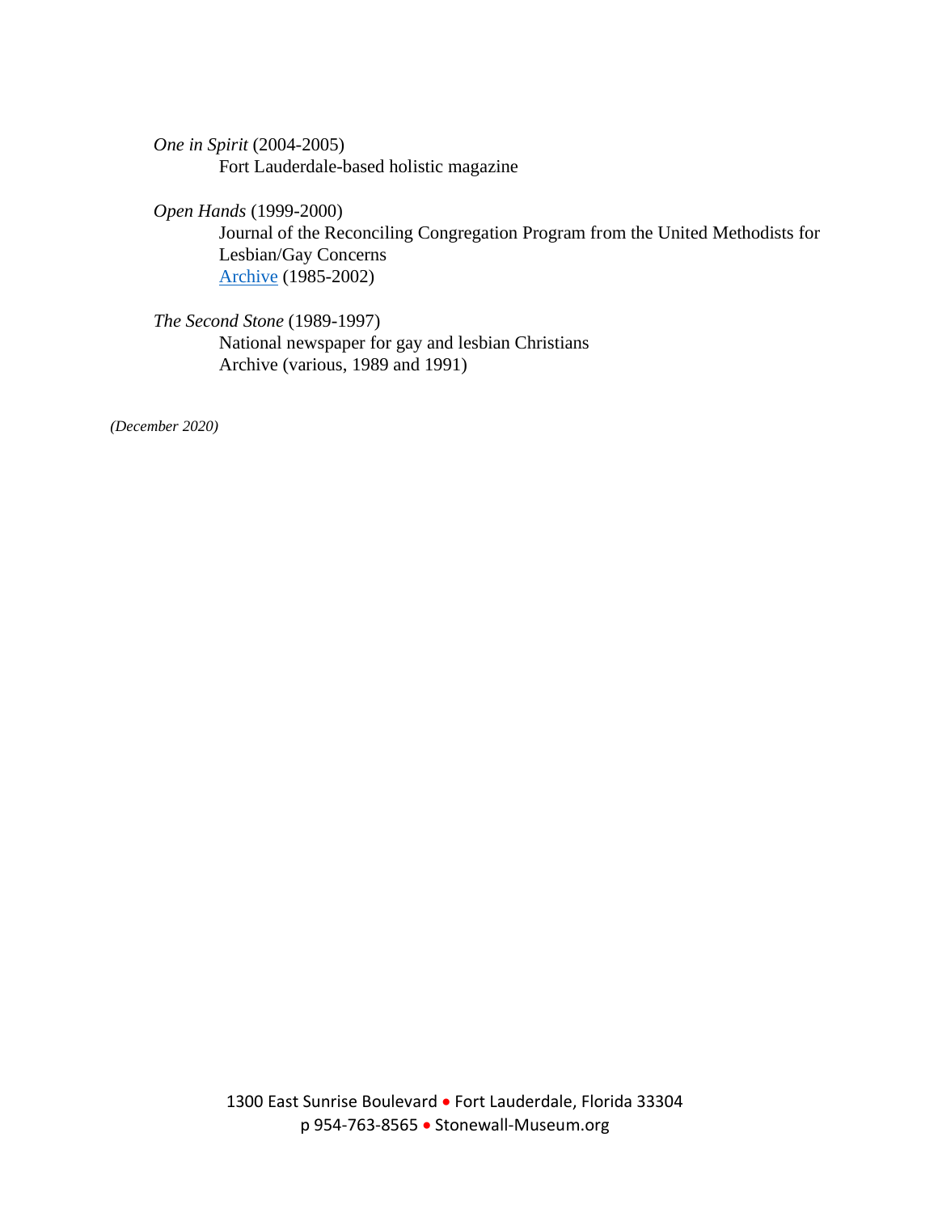*One in Spirit* (2004-2005)

Fort Lauderdale-based holistic magazine

*Open Hands* (1999-2000)

Journal of the Reconciling Congregation Program from the United Methodists for Lesbian/Gay Concerns

Archive (1985-2002)

*The Second Stone* (1989-1997)

National newspaper for gay and lesbian Christians

Archive (various, 1989 and 1991)

*(December 2020)*